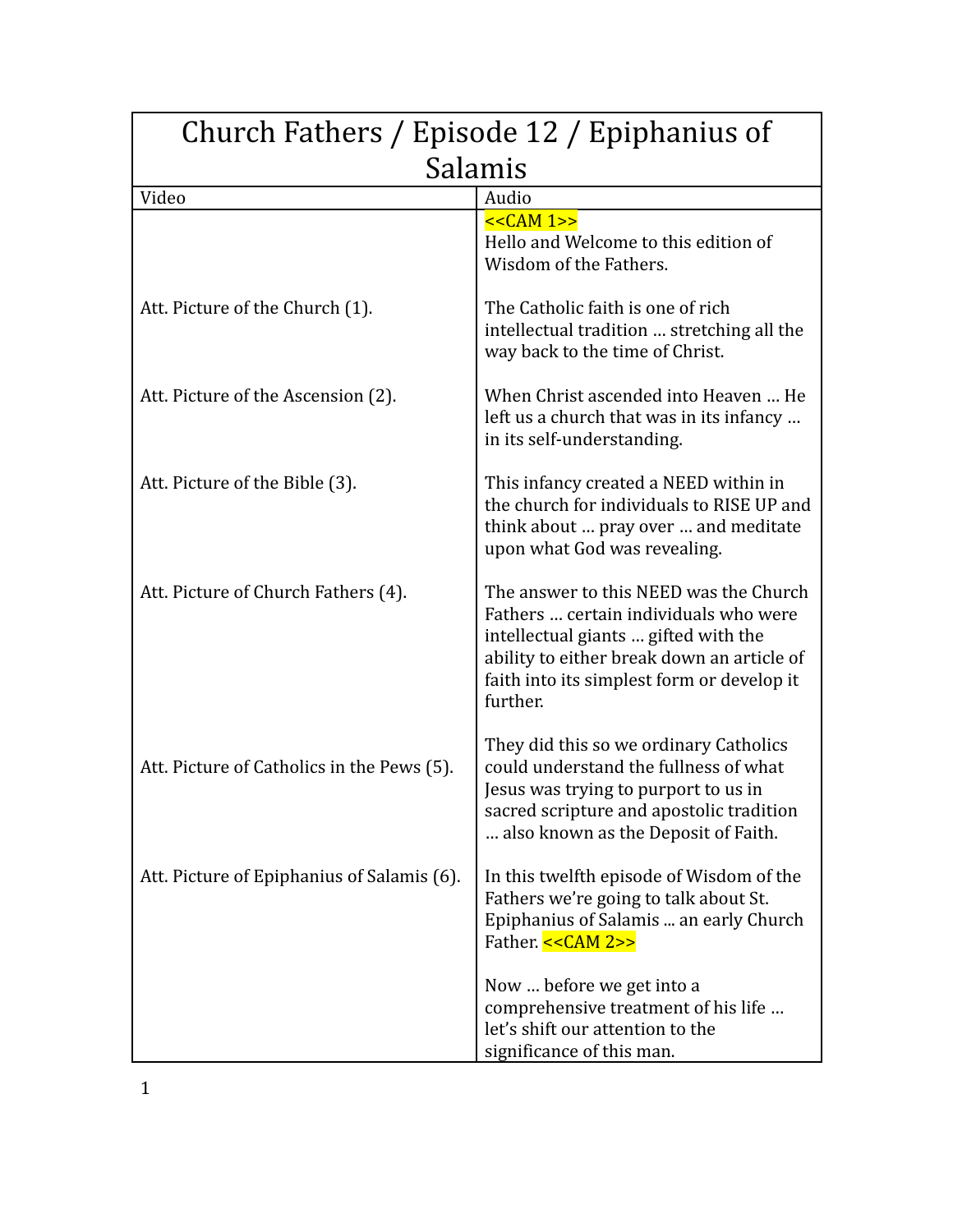| Church Fathers / Episode 12 / Epiphanius of Salamis | |
|---|---|
| Video | Audio |
| | <<CAM 1>> Hello and Welcome to this edition of Wisdom of the Fathers. |
| Att. Picture of the Church (1). | The Catholic faith is one of rich intellectual tradition … stretching all the way back to the time of Christ. |
| Att. Picture of the Ascension (2). | When Christ ascended into Heaven … He left us a church that was in its infancy … in its self-understanding. |
| Att. Picture of the Bible (3). | This infancy created a NEED within in the church for individuals to RISE UP and think about … pray over … and meditate upon what God was revealing. |
| Att. Picture of Church Fathers (4). | The answer to this NEED was the Church Fathers … certain individuals who were intellectual giants … gifted with the ability to either break down an article of faith into its simplest form or develop it further. |
| Att. Picture of Catholics in the Pews (5). | They did this so we ordinary Catholics could understand the fullness of what Jesus was trying to purport to us in sacred scripture and apostolic tradition … also known as the Deposit of Faith. |
| Att. Picture of Epiphanius of Salamis (6). | In this twelfth episode of Wisdom of the Fathers we're going to talk about St. Epiphanius of Salamis ... an early Church Father. <<CAM 2>> |
| | Now … before we get into a comprehensive treatment of his life … let's shift our attention to the significance of this man. |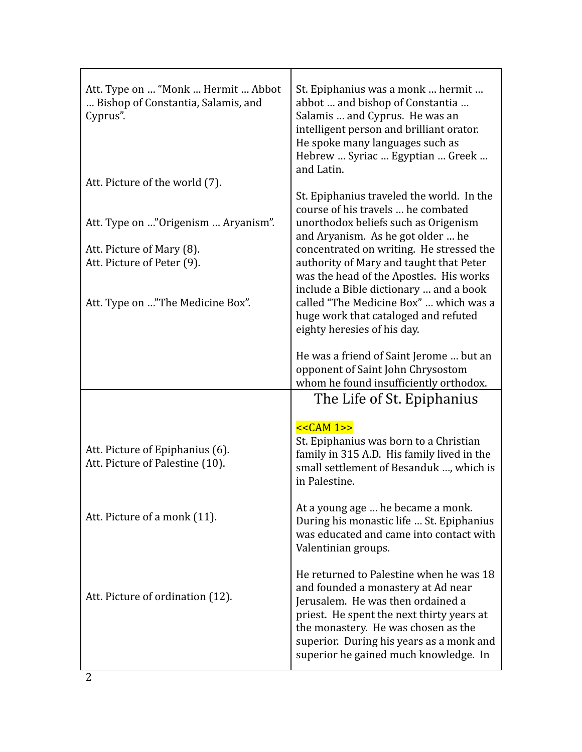| | |
|---|---|
| Att. Type on … "Monk … Hermit … Abbot … Bishop of Constantia, Salamis, and Cyprus".<br><br>Att. Picture of the world (7).<br><br>Att. Type on …"Origenism … Aryanism".<br><br>Att. Picture of Mary (8).<br>Att. Picture of Peter (9).<br><br>Att. Type on …"The Medicine Box". | St. Epiphanius was a monk … hermit … abbot … and bishop of Constantia … Salamis … and Cyprus. He was an intelligent person and brilliant orator. He spoke many languages such as Hebrew … Syriac … Egyptian … Greek … and Latin.<br><br>St. Epiphanius traveled the world. In the course of his travels … he combated unorthodox beliefs such as Origenism and Aryanism. As he got older … he concentrated on writing. He stressed the authority of Mary and taught that Peter was the head of the Apostles. His works include a Bible dictionary … and a book called "The Medicine Box" … which was a huge work that cataloged and refuted eighty heresies of his day.<br><br>He was a friend of Saint Jerome … but an opponent of Saint John Chrysostom whom he found insufficiently orthodox. |
| <br><br><br>Att. Picture of Epiphanius (6).<br>Att. Picture of Palestine (10).<br><br><br>Att. Picture of a monk (11).<br><br><br>Att. Picture of ordination (12). | The Life of St. Epiphanius<br><br><<CAM 1>><br>St. Epiphanius was born to a Christian family in 315 A.D. His family lived in the small settlement of Besanduk …, which is in Palestine.<br><br>At a young age … he became a monk. During his monastic life … St. Epiphanius was educated and came into contact with Valentinian groups.<br><br>He returned to Palestine when he was 18 and founded a monastery at Ad near Jerusalem. He was then ordained a priest. He spent the next thirty years at the monastery. He was chosen as the superior. During his years as a monk and superior he gained much knowledge. In |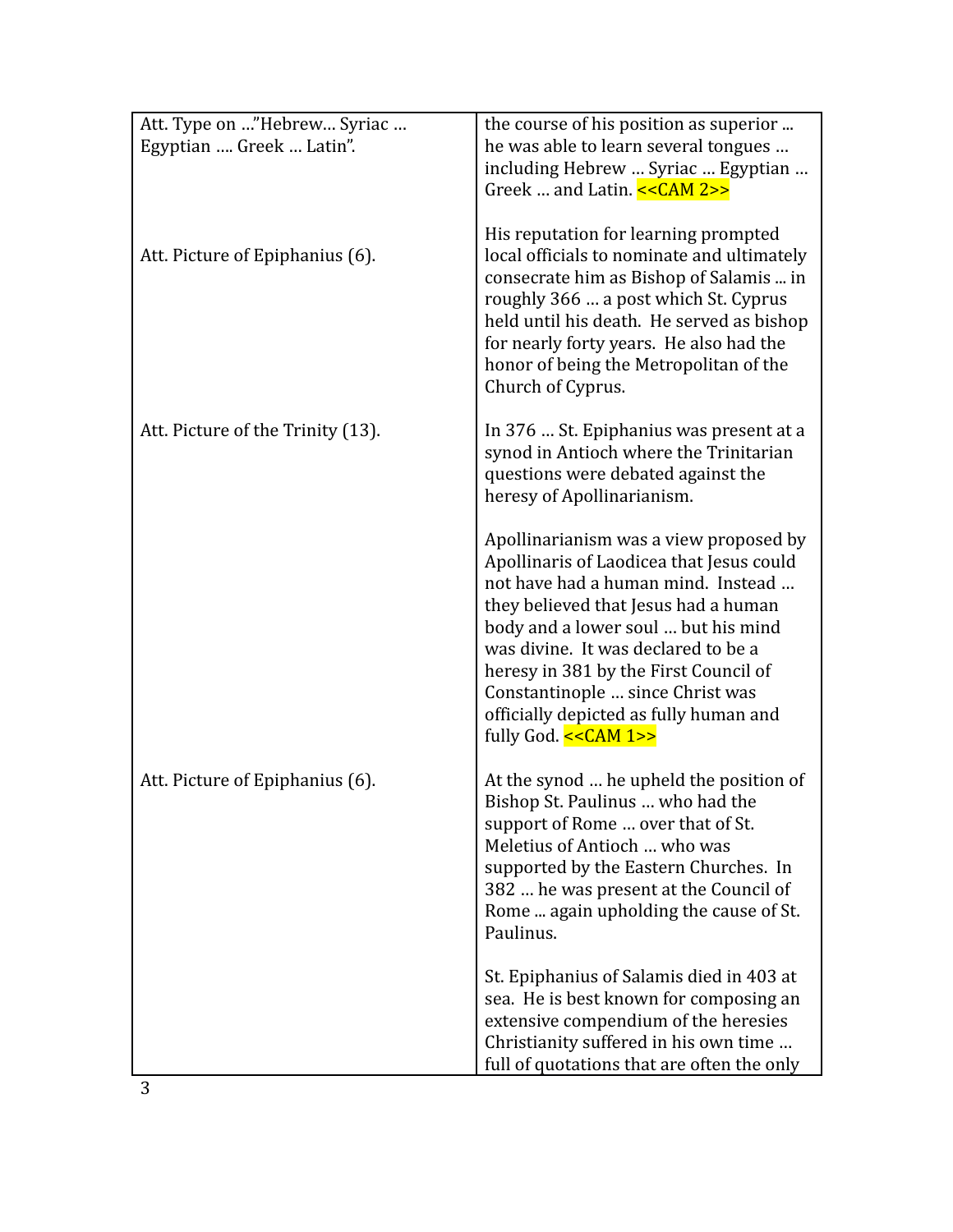| | |
|---|---|
| Att. Type on …"Hebrew… Syriac … Egyptian …. Greek … Latin". | the course of his position as superior ... he was able to learn several tongues … including Hebrew … Syriac … Egyptian … Greek … and Latin. <<CAM 2>> |
| Att. Picture of Epiphanius (6). | His reputation for learning prompted local officials to nominate and ultimately consecrate him as Bishop of Salamis ... in roughly 366 … a post which St. Cyprus held until his death. He served as bishop for nearly forty years. He also had the honor of being the Metropolitan of the Church of Cyprus. |
| Att. Picture of the Trinity (13). | In 376 … St. Epiphanius was present at a synod in Antioch where the Trinitarian questions were debated against the heresy of Apollinarianism.<br><br>Apollinarianism was a view proposed by Apollinaris of Laodicea that Jesus could not have had a human mind. Instead … they believed that Jesus had a human body and a lower soul … but his mind was divine. It was declared to be a heresy in 381 by the First Council of Constantinople … since Christ was officially depicted as fully human and fully God. <<CAM 1>> |
| Att. Picture of Epiphanius (6). | At the synod … he upheld the position of Bishop St. Paulinus … who had the support of Rome … over that of St. Meletius of Antioch … who was supported by the Eastern Churches. In 382 … he was present at the Council of Rome ... again upholding the cause of St. Paulinus.<br><br>St. Epiphanius of Salamis died in 403 at sea. He is best known for composing an extensive compendium of the heresies Christianity suffered in his own time … full of quotations that are often the only |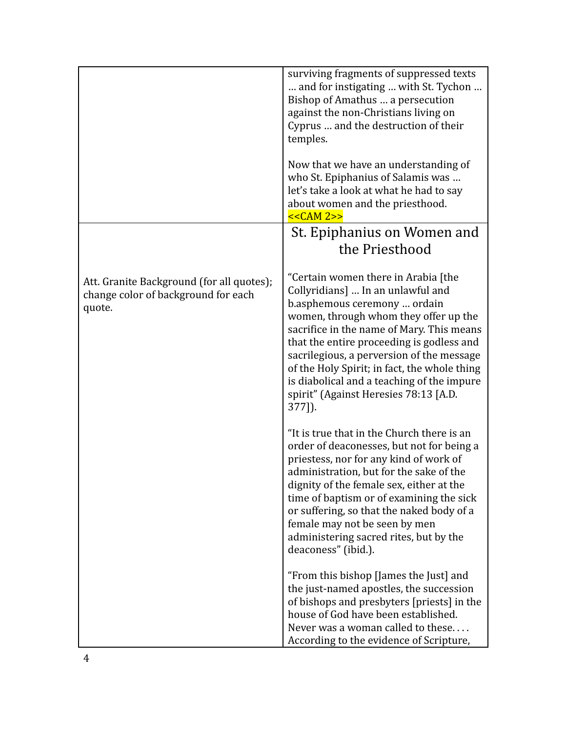| | |
|---|---|
| | surviving fragments of suppressed texts … and for instigating … with St. Tychon … Bishop of Amathus … a persecution against the non-Christians living on Cyprus … and the destruction of their temples.<br><br>Now that we have an understanding of who St. Epiphanius of Salamis was … let's take a look at what he had to say about women and the priesthood.<br><<CAM 2>> |
| Att. Granite Background (for all quotes); change color of background for each quote. | St. Epiphanius on Women and the Priesthood<br><br>"Certain women there in Arabia [the Collyridians] … In an unlawful and b.asphemous ceremony … ordain women, through whom they offer up the sacrifice in the name of Mary. This means that the entire proceeding is godless and sacrilegious, a perversion of the message of the Holy Spirit; in fact, the whole thing is diabolical and a teaching of the impure spirit" (Against Heresies 78:13 [A.D. 377]).<br><br>"It is true that in the Church there is an order of deaconesses, but not for being a priestess, nor for any kind of work of administration, but for the sake of the dignity of the female sex, either at the time of baptism or of examining the sick or suffering, so that the naked body of a female may not be seen by men administering sacred rites, but by the deaconess" (ibid.).<br><br>"From this bishop [James the Just] and the just-named apostles, the succession of bishops and presbyters [priests] in the house of God have been established. Never was a woman called to these. . . . According to the evidence of Scripture, |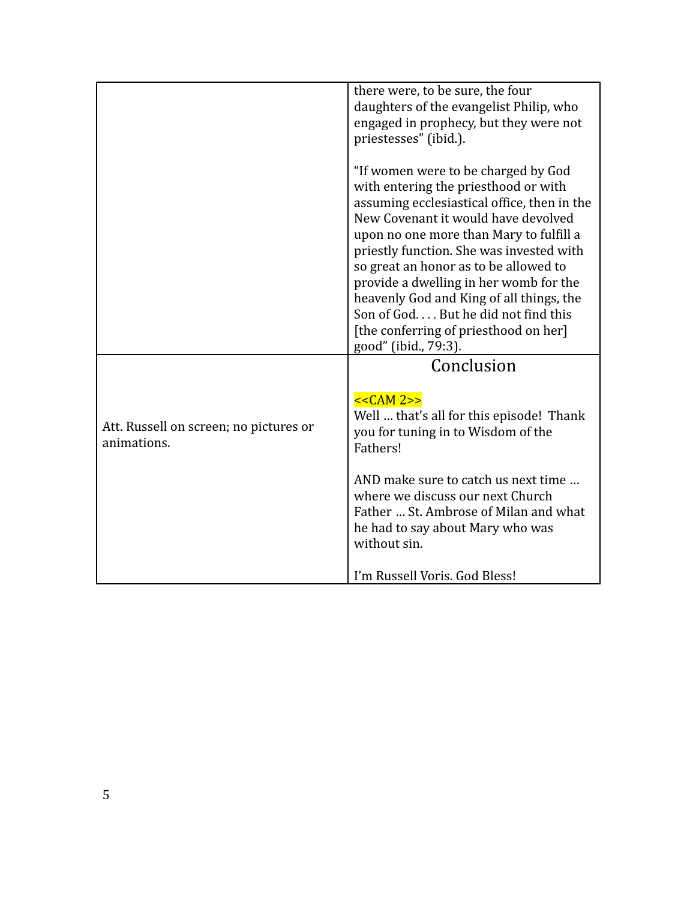| | |
|---|---|
| | there were, to be sure, the four daughters of the evangelist Philip, who engaged in prophecy, but they were not priestesses" (ibid.).<br><br>"If women were to be charged by God with entering the priesthood or with assuming ecclesiastical office, then in the New Covenant it would have devolved upon no one more than Mary to fulfill a priestly function. She was invested with so great an honor as to be allowed to provide a dwelling in her womb for the heavenly God and King of all things, the Son of God. . . . But he did not find this [the conferring of priesthood on her] good" (ibid., 79:3). |
| Att. Russell on screen; no pictures or animations. | **Conclusion**<br><br><<CAM 2>><br>Well … that's all for this episode! Thank you for tuning in to Wisdom of the Fathers!<br><br>AND make sure to catch us next time … where we discuss our next Church Father … St. Ambrose of Milan and what he had to say about Mary who was without sin.<br><br>I'm Russell Voris. God Bless! |